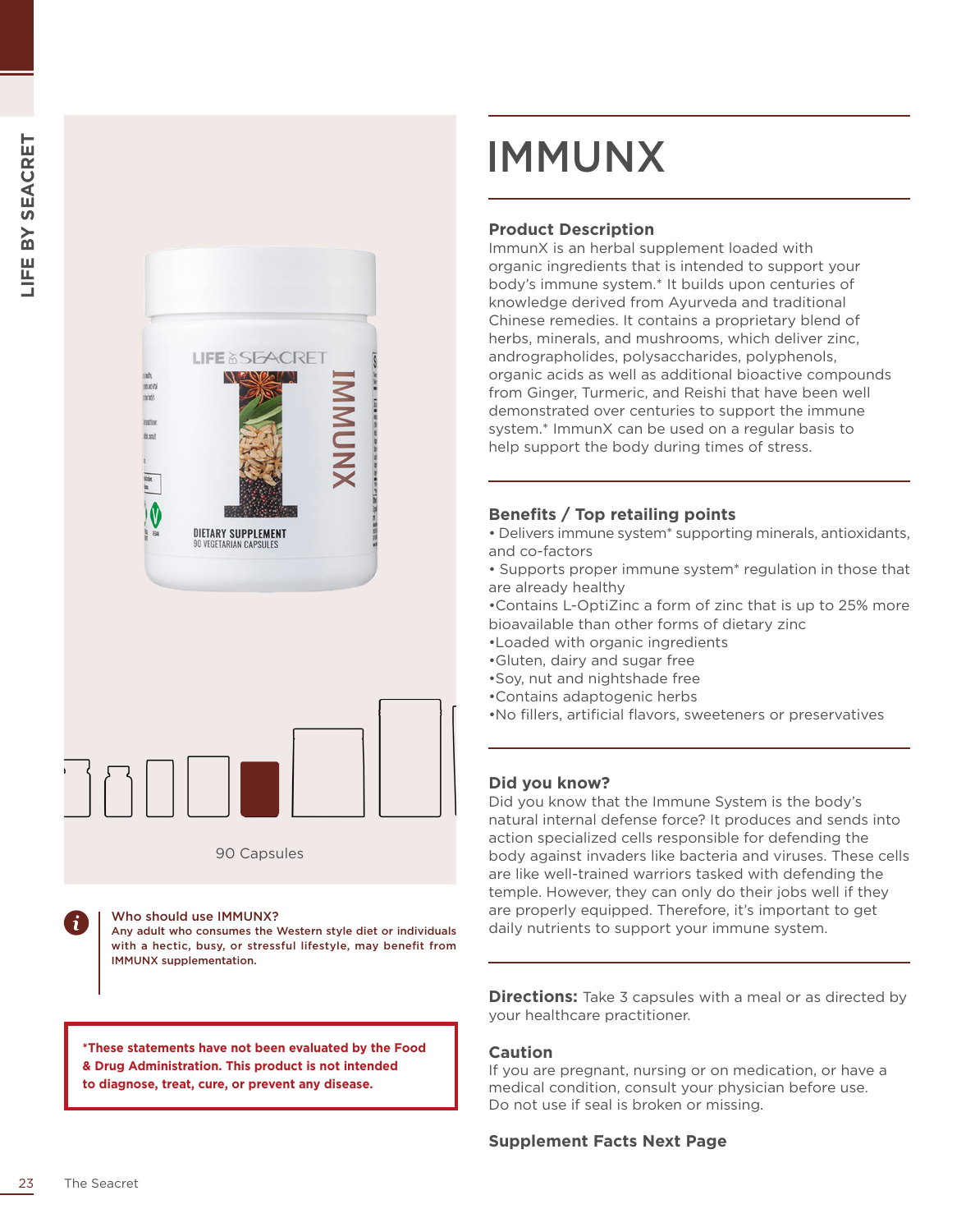# IMMUNX

## Product Description

ImmunX is an herbal supplement loaded with organic ingredients that is intended to support your body's immune system.* It builds upon centuries of knowledge derived from Ayurveda and traditional Chinese remedies. It contains a proprietary blend of herbs, minerals, and mushrooms, which deliver zinc, andrographolides, polysaccharides, polyphenols, organic acids as well as additional bioactive compounds from Ginger, Turmeric, and Reishi that have been well demonstrated over centuries to support the immune system.* ImmunX can be used on a regular basis to help support the body during times of stress.

## Benefits / Top retailing points

- Delivers immune system* supporting minerals, antioxidants, and co-factors
- Supports proper immune system* regulation in those that are already healthy
- Contains L-OptiZinc a form of zinc that is up to 25% more bioavailable than other forms of dietary zinc
- Loaded with organic ingredients
- Gluten, dairy and sugar free
- Soy, nut and nightshade free
- Contains adaptogenic herbs
- No fillers, artificial flavors, sweeteners or preservatives

## Did you know?

Did you know that the Immune System is the body's natural internal defense force? It produces and sends into action specialized cells responsible for defending the body against invaders like bacteria and viruses. These cells are like well-trained warriors tasked with defending the temple. However, they can only do their jobs well if they are properly equipped. Therefore, it's important to get daily nutrients to support your immune system.

**Directions:** Take 3 capsules with a meal or as directed by your healthcare practitioner.

## Caution

If you are pregnant, nursing or on medication, or have a medical condition, consult your physician before use. Do not use if seal is broken or missing.

**Supplement Facts Next Page**

90 Capsules

**Who should use IMMUNX?**
Any adult who consumes the Western style diet or individuals with a hectic, busy, or stressful lifestyle, may benefit from IMMUNX supplementation.

***These statements have not been evaluated by the Food & Drug Administration. This product is not intended to diagnose, treat, cure, or prevent any disease.**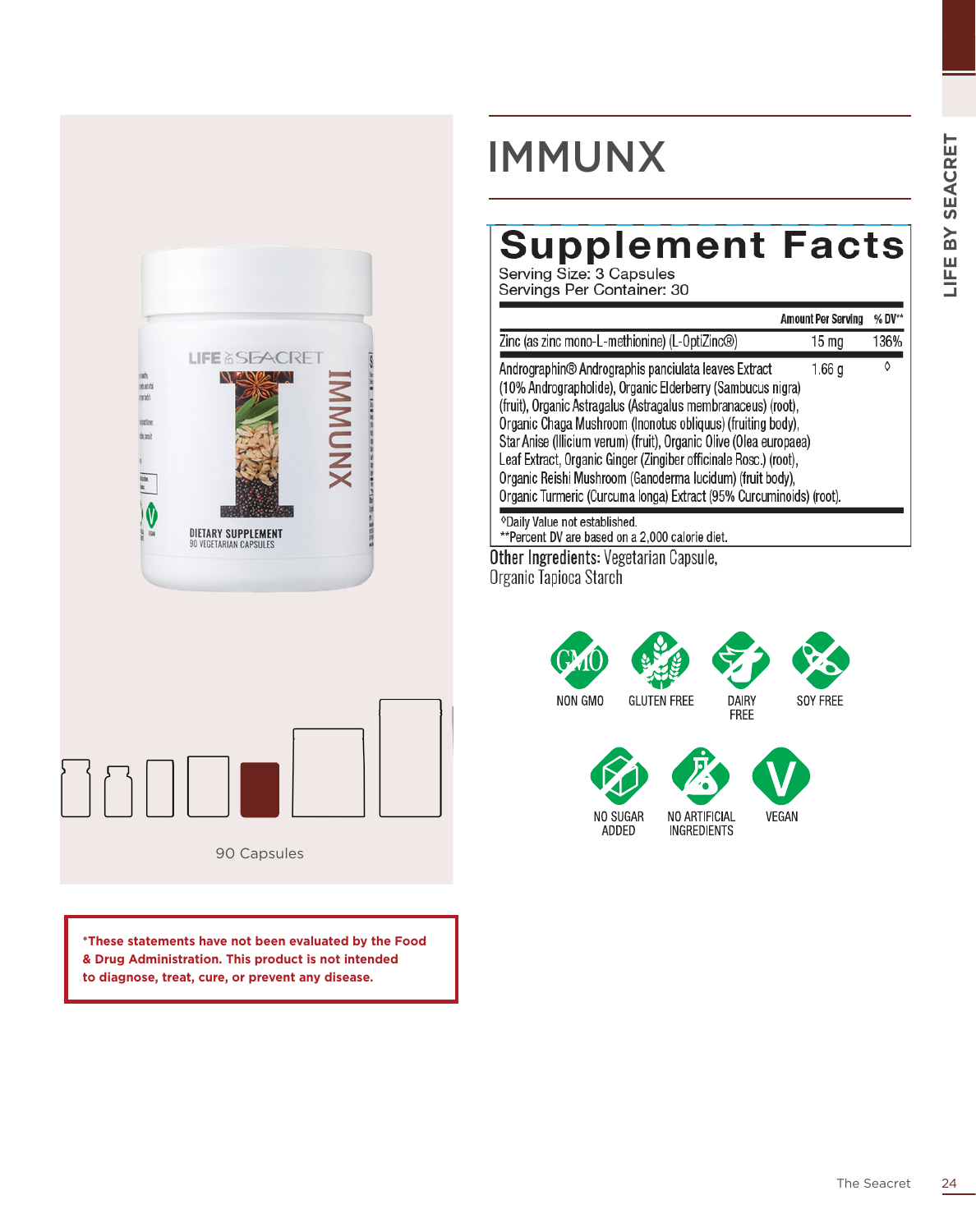# IMMUNX

## Supplement Facts

Serving Size: 3 Capsules
Servings Per Container: 30

| | Amount Per Serving | % DV** |
|---|---|---|
| Zinc (as zinc mono-L-methionine) (L-OptiZinc®) | 15 mg | 136% |
| Andrographin® Andrographis panciulata leaves Extract (10% Andrographolide), Organic Elderberry (Sambucus nigra) (fruit), Organic Astragalus (Astragalus membranaceus) (root), Organic Chaga Mushroom (Inonotus obliquus) (fruiting body), Star Anise (Illicium verum) (fruit), Organic Olive (Olea europaea) Leaf Extract, Organic Ginger (Zingiber officinale Rosc.) (root), Organic Reishi Mushroom (Ganoderma lucidum) (fruit body), Organic Turmeric (Curcuma longa) Extract (95% Curcuminoids) (root). | 1.66 g | ◊ |

◊Daily Value not established.
**Percent DV are based on a 2,000 calorie diet.

**Other Ingredients:** Vegetarian Capsule, Organic Tapioca Starch

NON GMO
GLUTEN FREE
DAIRY FREE
SOY FREE
NO SUGAR ADDED
NO ARTIFICIAL INGREDIENTS
VEGAN

LIFE BY SEACRET
IMMUNX
DIETARY SUPPLEMENT
90 VEGETARIAN CAPSULES

90 Capsules

**\*These statements have not been evaluated by the Food & Drug Administration. This product is not intended to diagnose, treat, cure, or prevent any disease.**